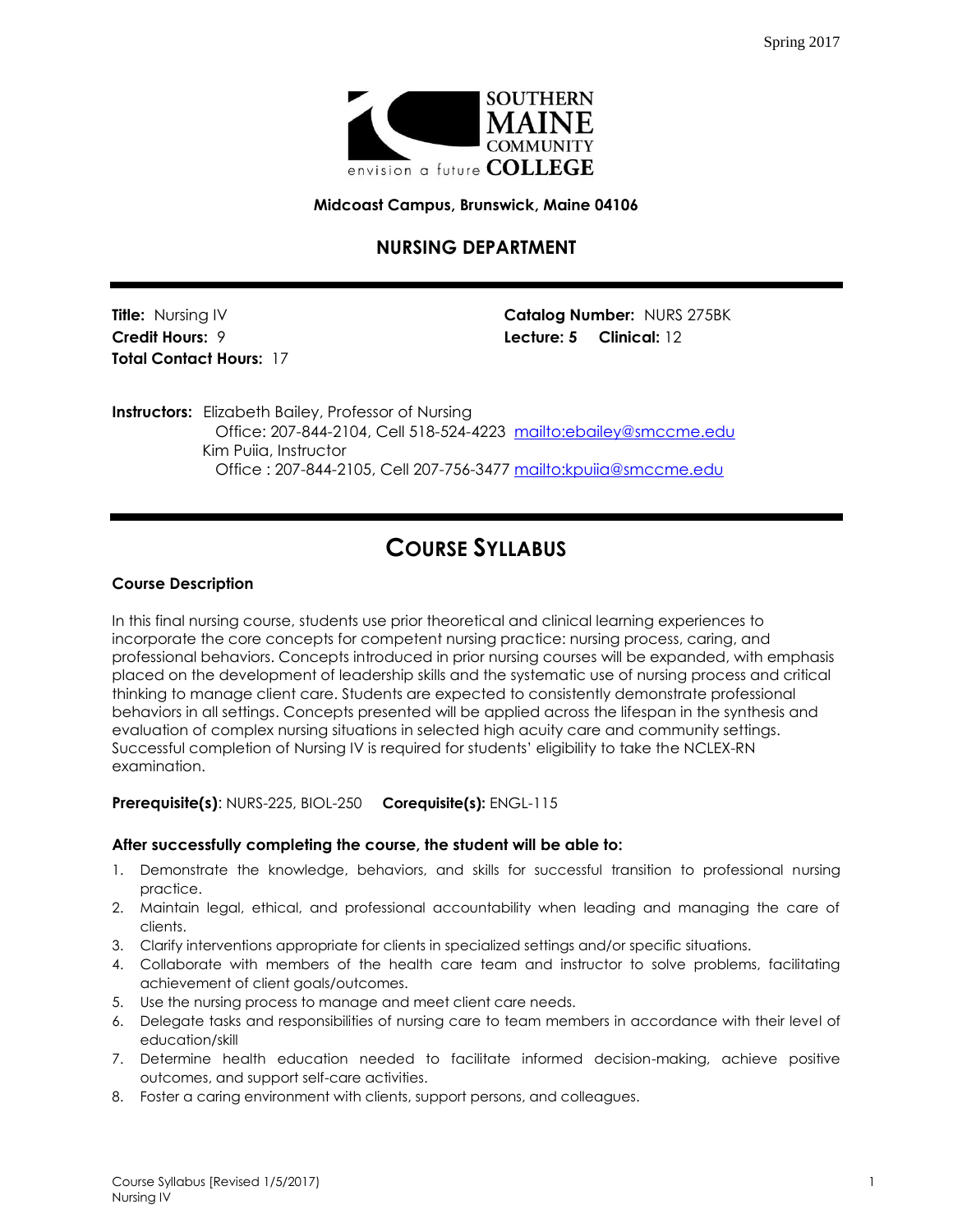Spring 2017

SOUTHERN MAINE COMMUNITY COLLEGE

envision a future

**Midcoast Campus, Brunswick, Maine 04106**

## NURSING DEPARTMENT

**Title:** Nursing IV
**Catalog Number:** NURS 275BK
**Credit Hours:** 9
**Lecture: 5** **Clinical:** 12
**Total Contact Hours:** 17

**Instructors:** Elizabeth Bailey, Professor of Nursing
Office: 207-844-2104, Cell 518-524-4223 [mailto:ebailey@smccme.edu](mailto:ebailey@smccme.edu)
Kim Puiia, Instructor
Office : 207-844-2105, Cell 207-756-3477 [mailto:kpuiia@smccme.edu](mailto:kpuiia@smccme.edu)

# COURSE SYLLABUS

### Course Description

In this final nursing course, students use prior theoretical and clinical learning experiences to incorporate the core concepts for competent nursing practice: nursing process, caring, and professional behaviors. Concepts introduced in prior nursing courses will be expanded, with emphasis placed on the development of leadership skills and the systematic use of nursing process and critical thinking to manage client care. Students are expected to consistently demonstrate professional behaviors in all settings. Concepts presented will be applied across the lifespan in the synthesis and evaluation of complex nursing situations in selected high acuity care and community settings. Successful completion of Nursing IV is required for students' eligibility to take the NCLEX-RN examination.

**Prerequisite(s)**: NURS-225, BIOL-250 **Corequisite(s):** ENGL-115

### After successfully completing the course, the student will be able to:

1. Demonstrate the knowledge, behaviors, and skills for successful transition to professional nursing practice.
2. Maintain legal, ethical, and professional accountability when leading and managing the care of clients.
3. Clarify interventions appropriate for clients in specialized settings and/or specific situations.
4. Collaborate with members of the health care team and instructor to solve problems, facilitating achievement of client goals/outcomes.
5. Use the nursing process to manage and meet client care needs.
6. Delegate tasks and responsibilities of nursing care to team members in accordance with their level of education/skill
7. Determine health education needed to facilitate informed decision-making, achieve positive outcomes, and support self-care activities.
8. Foster a caring environment with clients, support persons, and colleagues.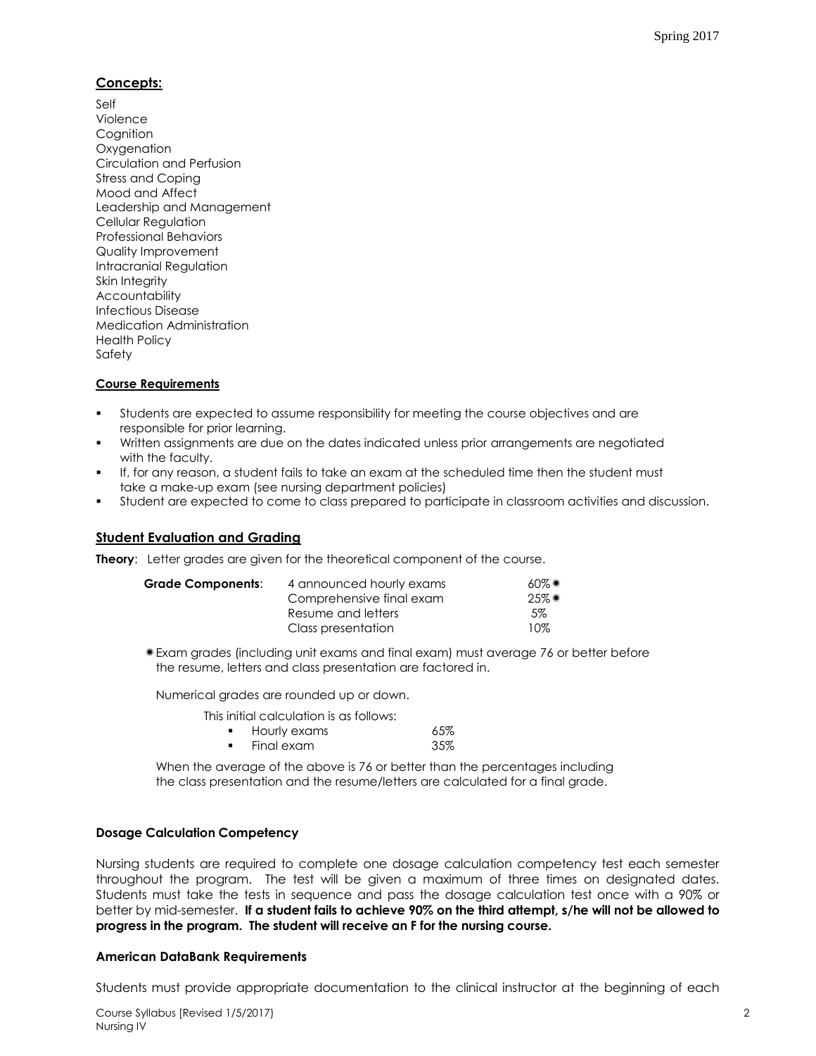## Concepts:

Self
Violence
Cognition
Oxygenation
Circulation and Perfusion
Stress and Coping
Mood and Affect
Leadership and Management
Cellular Regulation
Professional Behaviors
Quality Improvement
Intracranial Regulation
Skin Integrity
Accountability
Infectious Disease
Medication Administration
Health Policy
Safety

### Course Requirements

- Students are expected to assume responsibility for meeting the course objectives and are responsible for prior learning.
- Written assignments are due on the dates indicated unless prior arrangements are negotiated with the faculty.
- If, for any reason, a student fails to take an exam at the scheduled time then the student must take a make-up exam (see nursing department policies)
- Student are expected to come to class prepared to participate in classroom activities and discussion.

## Student Evaluation and Grading

**Theory**: Letter grades are given for the theoretical component of the course.

| **Grade Components**: | 4 announced hourly exams | 60%✷ |
|---|---|---|
| | Comprehensive final exam | 25%✷ |
| | Resume and letters | 5% |
| | Class presentation | 10% |

✷Exam grades (including unit exams and final exam) must average 76 or better before the resume, letters and class presentation are factored in.

Numerical grades are rounded up or down.

This initial calculation is as follows:

- Hourly exams 65%
- Final exam 35%

When the average of the above is 76 or better than the percentages including the class presentation and the resume/letters are calculated for a final grade.

### Dosage Calculation Competency

Nursing students are required to complete one dosage calculation competency test each semester throughout the program. The test will be given a maximum of three times on designated dates. Students must take the tests in sequence and pass the dosage calculation test once with a 90% or better by mid-semester. **If a student fails to achieve 90% on the third attempt, s/he will not be allowed to progress in the program. The student will receive an F for the nursing course.**

### American DataBank Requirements

Students must provide appropriate documentation to the clinical instructor at the beginning of each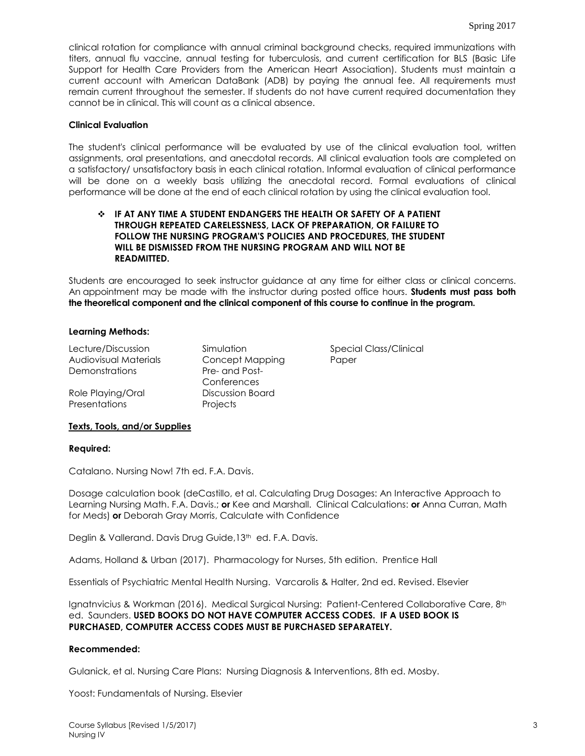clinical rotation for compliance with annual criminal background checks, required immunizations with titers, annual flu vaccine, annual testing for tuberculosis, and current certification for BLS (Basic Life Support for Health Care Providers from the American Heart Association). Students must maintain a current account with American DataBank (ADB) by paying the annual fee. All requirements must remain current throughout the semester. If students do not have current required documentation they cannot be in clinical. This will count as a clinical absence.

**Clinical Evaluation**

The student's clinical performance will be evaluated by use of the clinical evaluation tool, written assignments, oral presentations, and anecdotal records. All clinical evaluation tools are completed on a satisfactory/ unsatisfactory basis in each clinical rotation. Informal evaluation of clinical performance will be done on a weekly basis utilizing the anecdotal record. Formal evaluations of clinical performance will be done at the end of each clinical rotation by using the clinical evaluation tool.

- **IF AT ANY TIME A STUDENT ENDANGERS THE HEALTH OR SAFETY OF A PATIENT THROUGH REPEATED CARELESSNESS, LACK OF PREPARATION, OR FAILURE TO FOLLOW THE NURSING PROGRAM'S POLICIES AND PROCEDURES, THE STUDENT WILL BE DISMISSED FROM THE NURSING PROGRAM AND WILL NOT BE READMITTED.**

Students are encouraged to seek instructor guidance at any time for either class or clinical concerns. An appointment may be made with the instructor during posted office hours. **Students must pass both the theoretical component and the clinical component of this course to continue in the program.**

**Learning Methods:**

- Lecture/Discussion
- Audiovisual Materials
- Demonstrations
- Role Playing/Oral Presentations
- Simulation
- Concept Mapping
- Pre- and Post-Conferences
- Discussion Board Projects
- Special Class/Clinical Paper

**Texts, Tools, and/or Supplies**

**Required:**

Catalano. Nursing Now! 7th ed. F.A. Davis.

Dosage calculation book (deCastillo, et al. Calculating Drug Dosages: An Interactive Approach to Learning Nursing Math. F.A. Davis.; **or** Kee and Marshall. Clinical Calculations: **or** Anna Curran, Math for Meds) **or** Deborah Gray Morris, Calculate with Confidence

Deglin & Vallerand. Davis Drug Guide,13th ed. F.A. Davis.

Adams, Holland & Urban (2017). Pharmacology for Nurses, 5th edition. Prentice Hall

Essentials of Psychiatric Mental Health Nursing. Varcarolis & Halter, 2nd ed. Revised. Elsevier

Ignatnvicius & Workman (2016). Medical Surgical Nursing: Patient-Centered Collaborative Care, 8th ed. Saunders. **USED BOOKS DO NOT HAVE COMPUTER ACCESS CODES. IF A USED BOOK IS PURCHASED, COMPUTER ACCESS CODES MUST BE PURCHASED SEPARATELY.**

**Recommended:**

Gulanick, et al. Nursing Care Plans: Nursing Diagnosis & Interventions, 8th ed. Mosby.

Yoost: Fundamentals of Nursing. Elsevier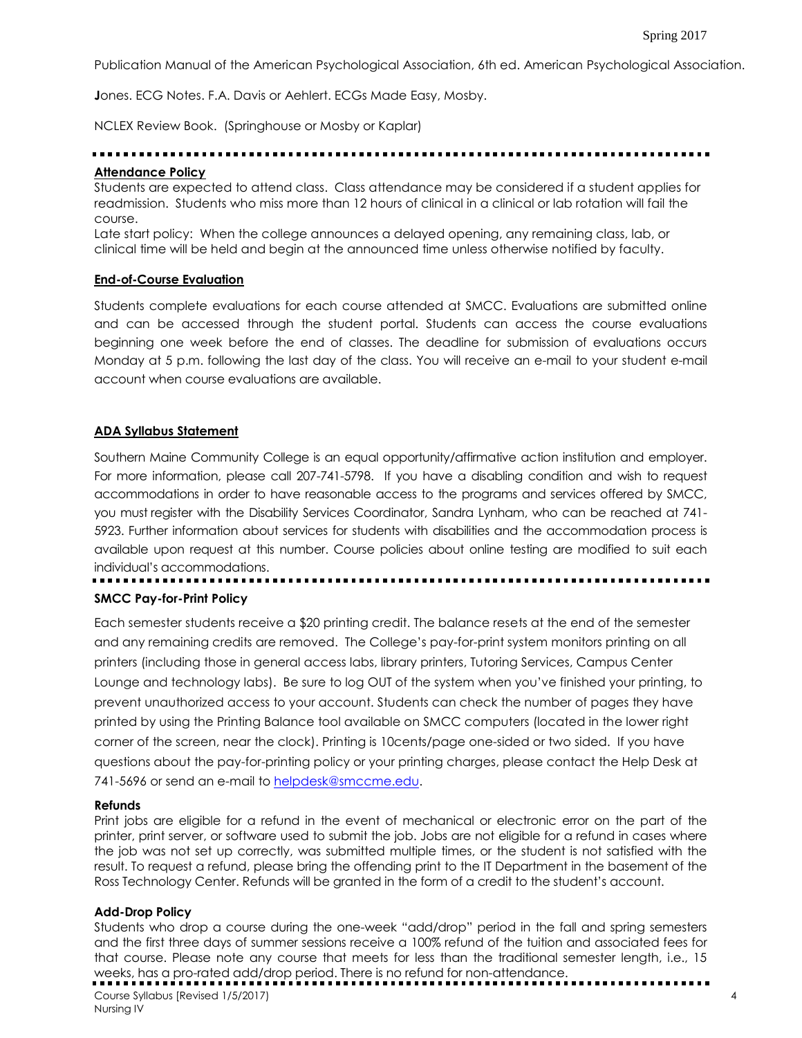Publication Manual of the American Psychological Association, 6th ed. American Psychological Association.

**J**ones. ECG Notes. F.A. Davis or Aehlert. ECGs Made Easy, Mosby.

NCLEX Review Book. (Springhouse or Mosby or Kaplar)

---

**Attendance Policy**

Students are expected to attend class. Class attendance may be considered if a student applies for readmission. Students who miss more than 12 hours of clinical in a clinical or lab rotation will fail the course.

Late start policy: When the college announces a delayed opening, any remaining class, lab, or clinical time will be held and begin at the announced time unless otherwise notified by faculty.

**End-of-Course Evaluation**

Students complete evaluations for each course attended at SMCC. Evaluations are submitted online and can be accessed through the student portal. Students can access the course evaluations beginning one week before the end of classes. The deadline for submission of evaluations occurs Monday at 5 p.m. following the last day of the class. You will receive an e-mail to your student e-mail account when course evaluations are available.

**ADA Syllabus Statement**

Southern Maine Community College is an equal opportunity/affirmative action institution and employer. For more information, please call 207-741-5798. If you have a disabling condition and wish to request accommodations in order to have reasonable access to the programs and services offered by SMCC, you must register with the Disability Services Coordinator, Sandra Lynham, who can be reached at 741-5923. Further information about services for students with disabilities and the accommodation process is available upon request at this number. Course policies about online testing are modified to suit each individual's accommodations.

---

**SMCC Pay-for-Print Policy**

Each semester students receive a $20 printing credit. The balance resets at the end of the semester and any remaining credits are removed. The College's pay-for-print system monitors printing on all printers (including those in general access labs, library printers, Tutoring Services, Campus Center Lounge and technology labs). Be sure to log OUT of the system when you've finished your printing, to prevent unauthorized access to your account. Students can check the number of pages they have printed by using the Printing Balance tool available on SMCC computers (located in the lower right corner of the screen, near the clock). Printing is 10cents/page one-sided or two sided. If you have questions about the pay-for-printing policy or your printing charges, please contact the Help Desk at 741-5696 or send an e-mail to helpdesk@smccme.edu.

**Refunds**

Print jobs are eligible for a refund in the event of mechanical or electronic error on the part of the printer, print server, or software used to submit the job. Jobs are not eligible for a refund in cases where the job was not set up correctly, was submitted multiple times, or the student is not satisfied with the result. To request a refund, please bring the offending print to the IT Department in the basement of the Ross Technology Center. Refunds will be granted in the form of a credit to the student's account.

**Add-Drop Policy**

Students who drop a course during the one-week "add/drop" period in the fall and spring semesters and the first three days of summer sessions receive a 100% refund of the tuition and associated fees for that course. Please note any course that meets for less than the traditional semester length, i.e., 15 weeks, has a pro-rated add/drop period. There is no refund for non-attendance.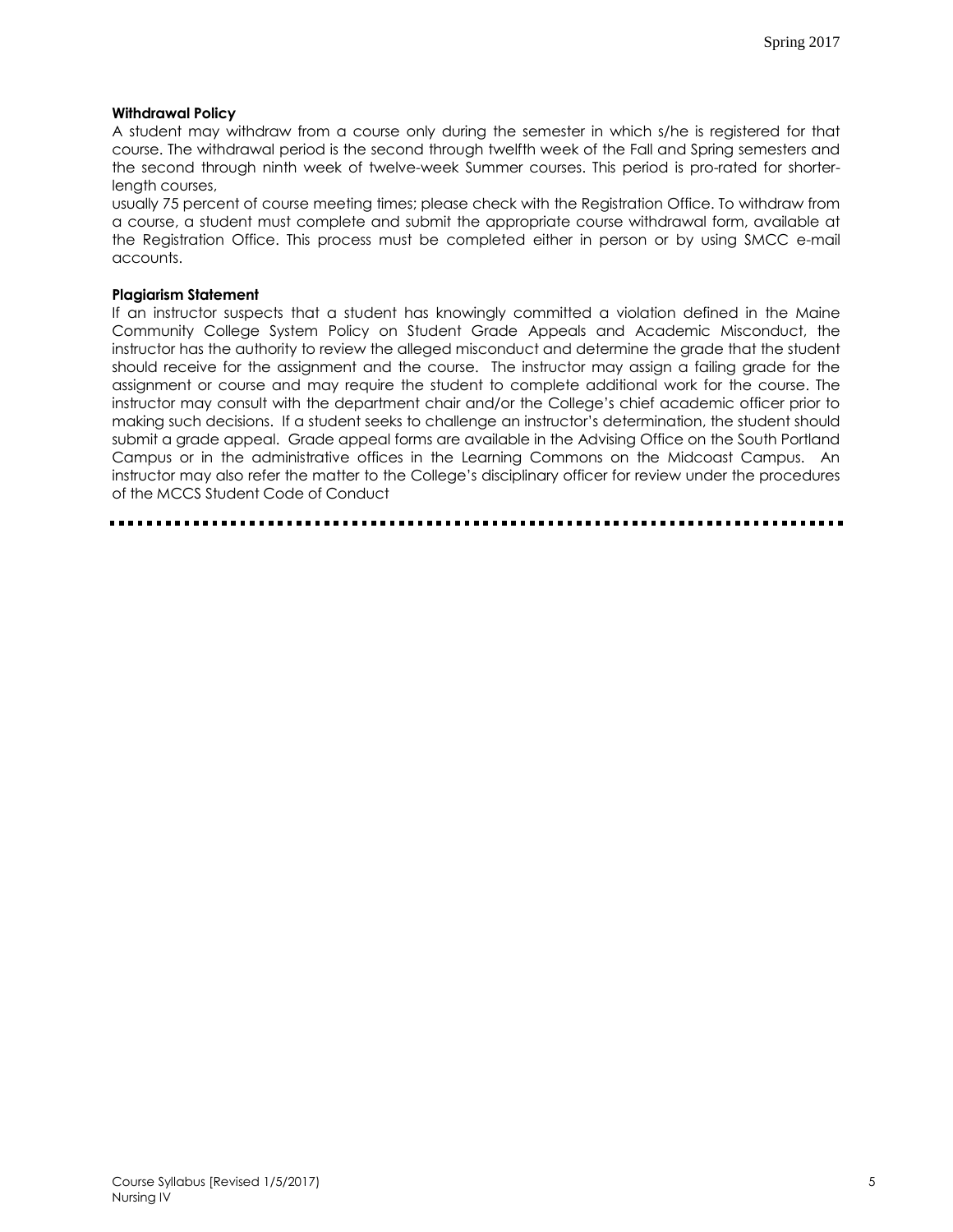**Withdrawal Policy**

A student may withdraw from a course only during the semester in which s/he is registered for that course. The withdrawal period is the second through twelfth week of the Fall and Spring semesters and the second through ninth week of twelve-week Summer courses. This period is pro-rated for shorter-length courses,

usually 75 percent of course meeting times; please check with the Registration Office. To withdraw from a course, a student must complete and submit the appropriate course withdrawal form, available at the Registration Office. This process must be completed either in person or by using SMCC e-mail accounts.

**Plagiarism Statement**

If an instructor suspects that a student has knowingly committed a violation defined in the Maine Community College System Policy on Student Grade Appeals and Academic Misconduct, the instructor has the authority to review the alleged misconduct and determine the grade that the student should receive for the assignment and the course. The instructor may assign a failing grade for the assignment or course and may require the student to complete additional work for the course. The instructor may consult with the department chair and/or the College's chief academic officer prior to making such decisions. If a student seeks to challenge an instructor's determination, the student should submit a grade appeal. Grade appeal forms are available in the Advising Office on the South Portland Campus or in the administrative offices in the Learning Commons on the Midcoast Campus. An instructor may also refer the matter to the College's disciplinary officer for review under the procedures of the MCCS Student Code of Conduct